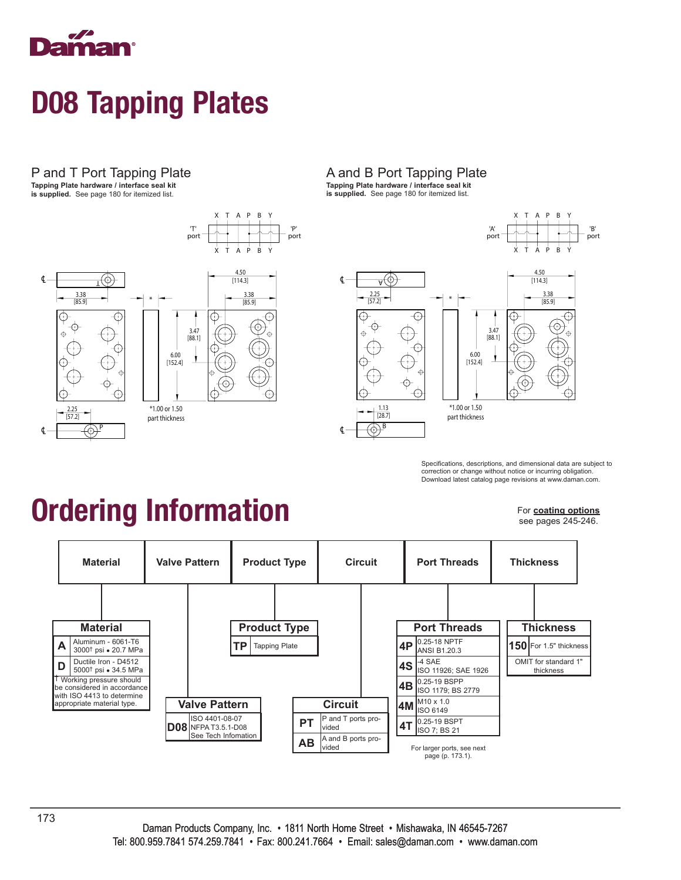# D08 Tapping Plates

## P and T Port Tapping Plate

**Tapping Plate hardware / interface seal kit is supplied.** See page 180 for itemized list.

X T A P B Y

'T' port 'P' port

X T A P B Y

3.38 [85.9]

4.50 [114.3]

3.38 [85.9]

3.47 [88.1]

6.00 [152.4]

2.25 [57.2]

*1.00 or 1.50 part thickness

## A and B Port Tapping Plate

**Tapping Plate hardware / interface seal kit is supplied.** See page 180 for itemized list.

X T A P B Y

'A' port 'B' port

X T A P B Y

2.25 [57.2]

4.50 [114.3]

3.38 [85.9]

3.47 [88.1]

6.00 [152.4]

1.13 [28.7]

*1.00 or 1.50 part thickness

Specifications, descriptions, and dimensional data are subject to correction or change without notice or incurring obligation. Download latest catalog page revisions at www.daman.com.

# Ordering Information

For **coating options** see pages 245-246.

| Material | Valve Pattern | Product Type | Circuit | Port Threads | Thickness |
|---|---|---|---|---|---|

**Material**

| Code | Description |
|---|---|
| A | Aluminum - 6061-T6; 3000† psi • 20.7 MPa |
| D | Ductile Iron - D4512; 5000† psi • 34.5 MPa |

† Working pressure should be considered in accordance with ISO 4413 to determine appropriate material type.

**Valve Pattern**

| Code | Description |
|---|---|
| D08 | ISO 4401-08-07; NFPA T3.5.1-D08; See Tech Infomation |

**Product Type**

| Code | Description |
|---|---|
| TP | Tapping Plate |

**Circuit**

| Code | Description |
|---|---|
| PT | P and T ports provided |
| AB | A and B ports provided |

**Port Threads**

| Code | Description |
|---|---|
| 4P | 0.25-18 NPTF; ANSI B1.20.3 |
| 4S | -4 SAE; ISO 11926; SAE 1926 |
| 4B | 0.25-19 BSPP; ISO 1179; BS 2779 |
| 4M | M10 x 1.0; ISO 6149 |
| 4T | 0.25-19 BSPT; ISO 7; BS 21 |

For larger ports, see next page (p. 173.1).

**Thickness**

| Code | Description |
|---|---|
| 150 | For 1.5" thickness |
| | OMIT for standard 1" thickness |

Daman Products Company, Inc. • 1811 North Home Street • Mishawaka, IN 46545-7267
Tel: 800.959.7841 574.259.7841 • Fax: 800.241.7664 • Email: sales@daman.com • www.daman.com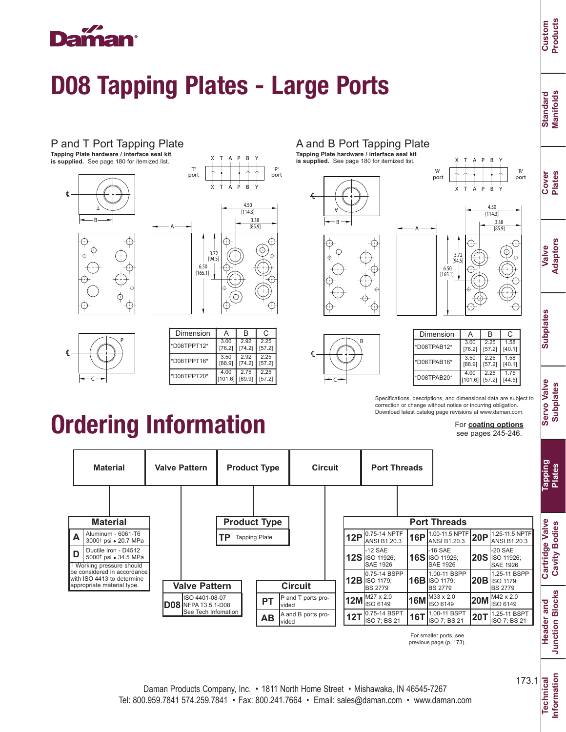# D08 Tapping Plates - Large Ports

## P and T Port Tapping Plate

**Tapping Plate hardware / interface seal kit is supplied.** See page 180 for itemized list.

| Dimension | A | B | C |
|---|---|---|---|
| *D08TPPT12* | 3.00 [76.2] | 2.92 [74.2] | 2.25 [57.2] |
| *D08TPPT16* | 3.50 [88.9] | 2.92 [74.2] | 2.25 [57.2] |
| *D08TPPT20* | 4.00 [101.6] | 2.75 [69.9] | 2.25 [57.2] |

## A and B Port Tapping Plate

**Tapping Plate hardware / interface seal kit is supplied.** See page 180 for itemized list.

| Dimension | A | B | C |
|---|---|---|---|
| *D08TPAB12* | 3.00 [76.2] | 2.25 [57.2] | 1.58 [40.1] |
| *D08TPAB16* | 3.50 [88.9] | 2.25 [57.2] | 1.58 [40.1] |
| *D08TPAB20* | 4.00 [101.6] | 2.25 [57.2] | 1.75 [44.5] |

Specifications, descriptions, and dimensional data are subject to correction or change without notice or incurring obligation. Download latest catalog page revisions at www.daman.com.

# Ordering Information

For **coating options** see pages 245-246.

| Material | Valve Pattern | Product Type | Circuit | Port Threads |
|---|---|---|---|---|

**Material**

| Code | Description |
|---|---|
| A | Aluminum - 6061-T6 3000† psi • 20.7 MPa |
| D | Ductile Iron - D4512 5000† psi • 34.5 MPa |

† Working pressure should be considered in accordance with ISO 4413 to determine appropriate material type.

**Valve Pattern**

| Code | Description |
|---|---|
| D08 | ISO 4401-08-07 NFPA T3.5.1-D08 See Tech Infomation |

**Product Type**

| Code | Description |
|---|---|
| TP | Tapping Plate |

**Circuit**

| Code | Description |
|---|---|
| PT | P and T ports provided |
| AB | A and B ports provided |

**Port Threads**

| Code | Description | Code | Description | Code | Description |
|---|---|---|---|---|---|
| 12P | 0.75-14 NPTF ANSI B1.20.3 | 16P | 1.00-11.5 NPTF ANSI B1.20.3 | 20P | 1.25-11.5 NPTF ANSI B1.20.3 |
| 12S | -12 SAE ISO 11926; SAE 1926 | 16S | -16 SAE ISO 11926; SAE 1926 | 20S | -20 SAE ISO 11926; SAE 1926 |
| 12B | 0.75-14 BSPP ISO 1179; BS 2779 | 16B | 1.00-11 BSPP ISO 1179; BS 2779 | 20B | 1.25-11 BSPP ISO 1179; BS 2779 |
| 12M | M27 x 2.0 ISO 6149 | 16M | M33 x 2.0 ISO 6149 | 20M | M42 x 2.0 ISO 6149 |
| 12T | 0.75-14 BSPT ISO 7; BS 21 | 16T | 1.00-11 BSPT ISO 7; BS 21 | 20T | 1.25-11 BSPT ISO 7; BS 21 |

For smaller ports, see previous page (p. 173).

Daman Products Company, Inc. • 1811 North Home Street • Mishawaka, IN 46545-7267
Tel: 800.959.7841 574.259.7841 • Fax: 800.241.7664 • Email: sales@daman.com • www.daman.com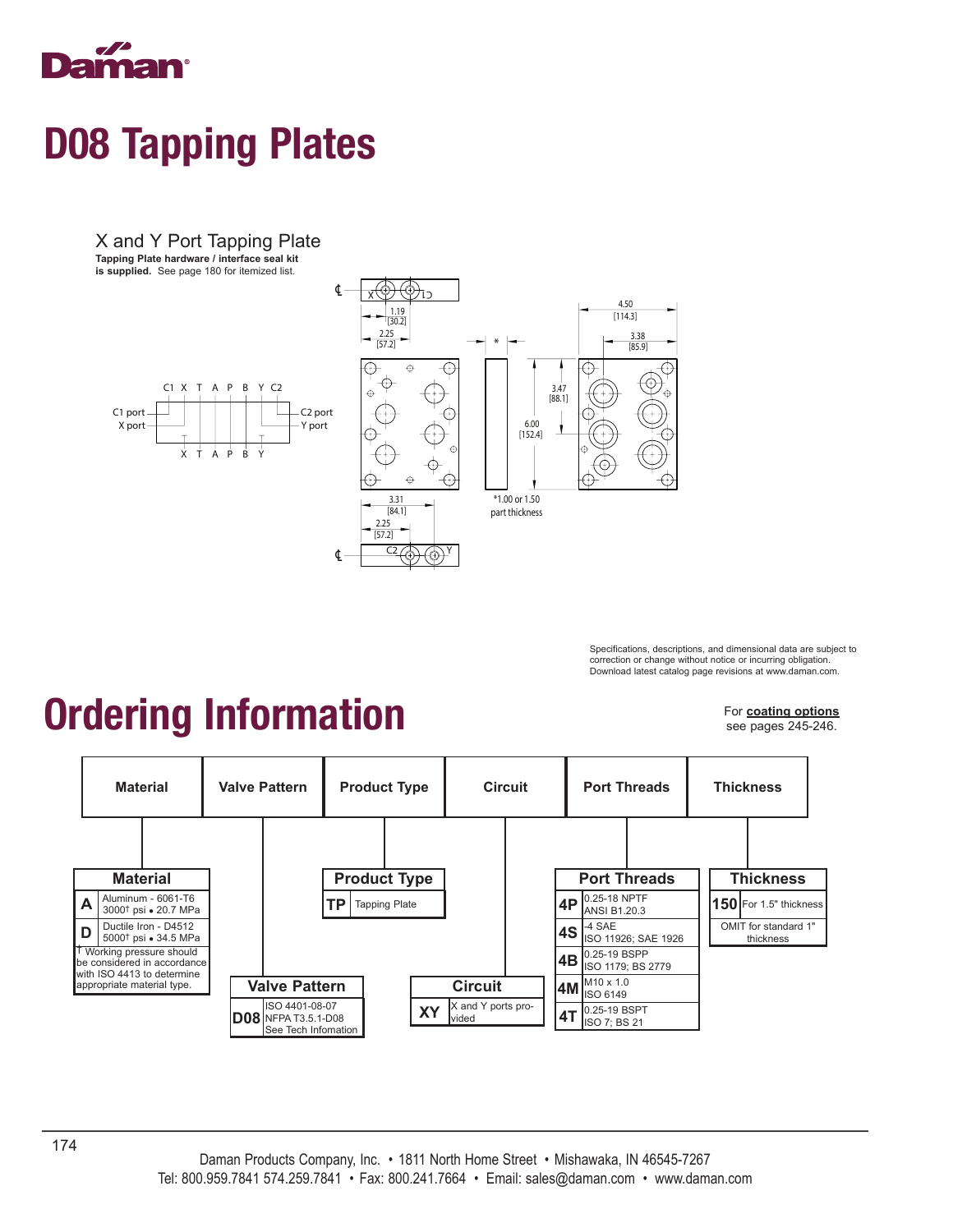Daman

# D08 Tapping Plates

## X and Y Port Tapping Plate

**Tapping Plate hardware / interface seal kit is supplied.** See page 180 for itemized list.

C1 X T A P B Y C2

C1 port
X port

C2 port
Y port

X T A P B Y

1.19 [30.2]
2.25 [57.2]
4.50 [114.3]
3.38 [85.9]
3.47 [88.1]
6.00 [152.4]
3.31 [84.1]
2.25 [57.2]

*1.00 or 1.50 part thickness

Specifications, descriptions, and dimensional data are subject to correction or change without notice or incurring obligation. Download latest catalog page revisions at www.daman.com.

# Ordering Information

For **coating options** see pages 245-246.

| Material | Valve Pattern | Product Type | Circuit | Port Threads | Thickness |
|---|---|---|---|---|---|

**Material**

| Code | Description |
|---|---|
| A | Aluminum - 6061-T6 3000† psi • 20.7 MPa |
| D | Ductile Iron - D4512 5000† psi • 34.5 MPa |

† Working pressure should be considered in accordance with ISO 4413 to determine appropriate material type.

**Valve Pattern**

| Code | Description |
|---|---|
| D08 | ISO 4401-08-07 NFPA T3.5.1-D08 See Tech Infomation |

**Product Type**

| Code | Description |
|---|---|
| TP | Tapping Plate |

**Circuit**

| Code | Description |
|---|---|
| XY | X and Y ports provided |

**Port Threads**

| Code | Description |
|---|---|
| 4P | 0.25-18 NPTF ANSI B1.20.3 |
| 4S | -4 SAE ISO 11926; SAE 1926 |
| 4B | 0.25-19 BSPP ISO 1179; BS 2779 |
| 4M | M10 x 1.0 ISO 6149 |
| 4T | 0.25-19 BSPT ISO 7; BS 21 |

**Thickness**

| Code | Description |
|---|---|
| 150 | For 1.5" thickness |
| | OMIT for standard 1" thickness |

Daman Products Company, Inc. • 1811 North Home Street • Mishawaka, IN 46545-7267
Tel: 800.959.7841 574.259.7841 • Fax: 800.241.7664 • Email: sales@daman.com • www.daman.com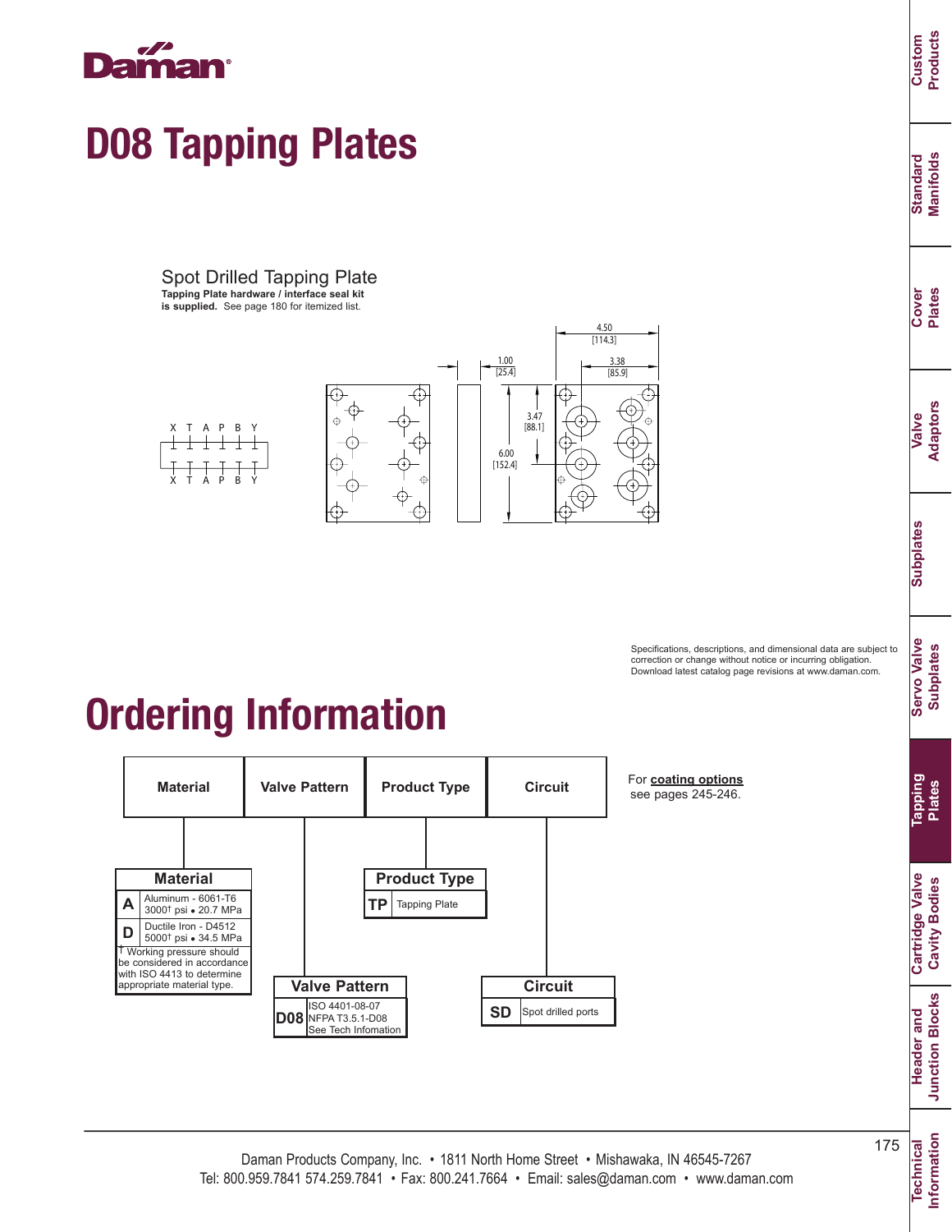# D08 Tapping Plates

## Spot Drilled Tapping Plate

**Tapping Plate hardware / interface seal kit is supplied.** See page 180 for itemized list.

X T A P B Y

X T A P B Y

4.50 [114.3]

3.38 [85.9]

1.00 [25.4]

3.47 [88.1]

6.00 [152.4]

Specifications, descriptions, and dimensional data are subject to correction or change without notice or incurring obligation. Download latest catalog page revisions at www.daman.com.

# Ordering Information

| Material | Valve Pattern | Product Type | Circuit |
|---|---|---|---|

For **coating options** see pages 245-246.

| Material | |
|---|---|
| **A** | Aluminum - 6061-T6 3000† psi • 20.7 MPa |
| **D** | Ductile Iron - D4512 5000† psi • 34.5 MPa |

† Working pressure should be considered in accordance with ISO 4413 to determine appropriate material type.

| Valve Pattern | |
|---|---|
| **D08** | ISO 4401-08-07 NFPA T3.5.1-D08 See Tech Infomation |

| Product Type | |
|---|---|
| **TP** | Tapping Plate |

| Circuit | |
|---|---|
| **SD** | Spot drilled ports |

Daman Products Company, Inc. • 1811 North Home Street • Mishawaka, IN 46545-7267
Tel: 800.959.7841 574.259.7841 • Fax: 800.241.7664 • Email: sales@daman.com • www.daman.com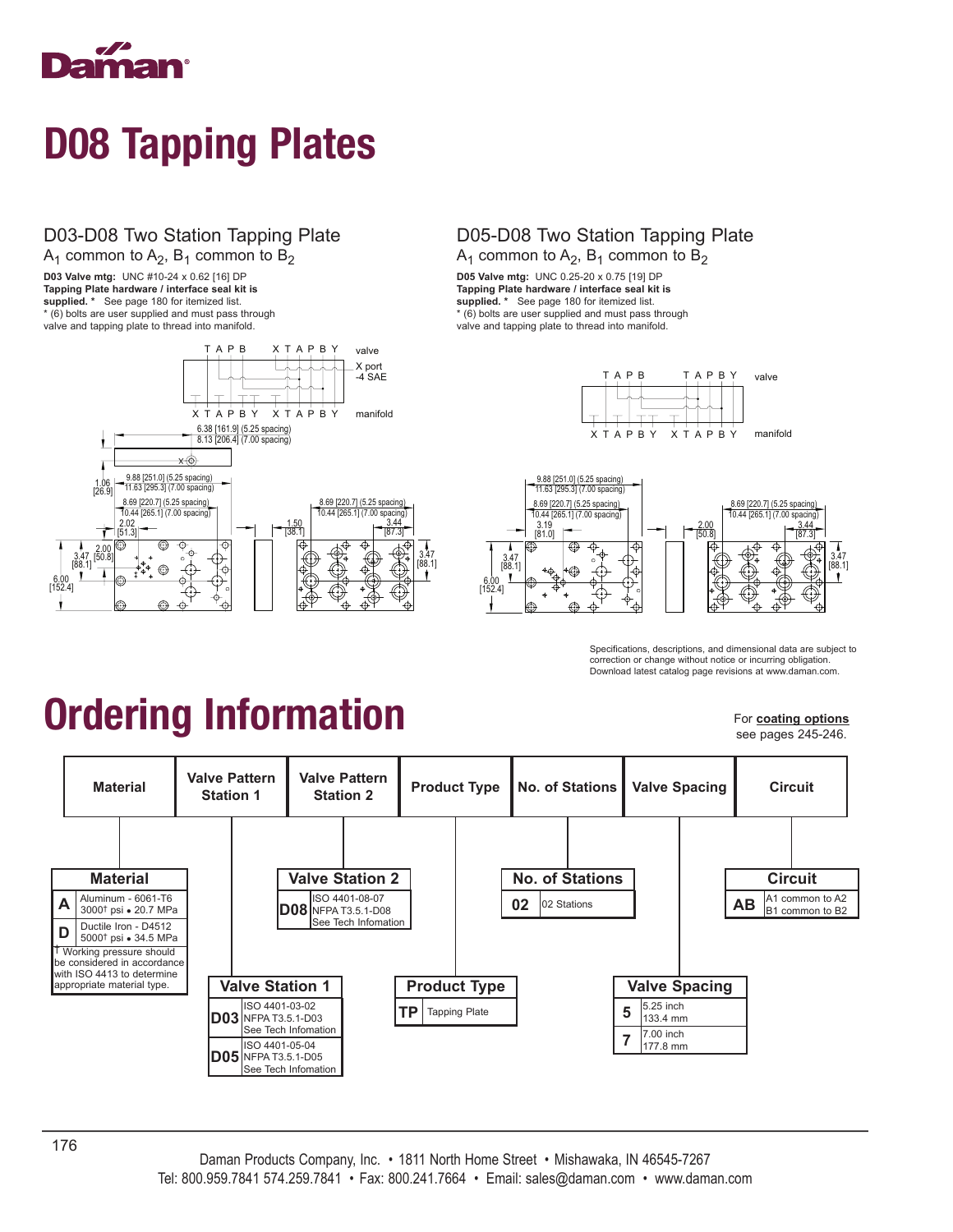# D08 Tapping Plates

## D03-D08 Two Station Tapping Plate

$A_1$ common to $A_2$, $B_1$ common to $B_2$

**D03 Valve mtg:** UNC #10-24 x 0.62 [16] DP
**Tapping Plate hardware / interface seal kit is supplied.** * See page 180 for itemized list.
* (6) bolts are user supplied and must pass through valve and tapping plate to thread into manifold.

T A P B X T A P B Y valve
X port -4 SAE
X T A P B Y X T A P B Y manifold

6.38 [161.9] (5.25 spacing)
8.13 [206.4] (7.00 spacing)
X
1.06 [26.9]
9.88 [251.0] (5.25 spacing)
11.63 [295.3] (7.00 spacing)
8.69 [220.7] (5.25 spacing)
10.44 [265.1] (7.00 spacing)
2.02 [51.3]
3.47 [88.1]
2.00 [50.8]
6.00 [152.4]
1.50 [38.1]
8.69 [220.7] (5.25 spacing)
10.44 [265.1] (7.00 spacing)
3.44 [87.3]
3.47 [88.1]

## D05-D08 Two Station Tapping Plate

$A_1$ common to $A_2$, $B_1$ common to $B_2$

**D05 Valve mtg:** UNC 0.25-20 x 0.75 [19] DP
**Tapping Plate hardware / interface seal kit is supplied.** * See page 180 for itemized list.
* (6) bolts are user supplied and must pass through valve and tapping plate to thread into manifold.

T A P B T A P B Y valve
X T A P B Y X T A P B Y manifold

9.88 [251.0] (5.25 spacing)
11.63 [295.3] (7.00 spacing)
8.69 [220.7] (5.25 spacing)
10.44 [265.1] (7.00 spacing)
3.19 [81.0]
3.47 [88.1]
6.00 [152.4]
2.00 [50.8]
8.69 [220.7] (5.25 spacing)
10.44 [265.1] (7.00 spacing)
3.44 [87.3]
3.47 [88.1]

Specifications, descriptions, and dimensional data are subject to correction or change without notice or incurring obligation. Download latest catalog page revisions at www.daman.com.

# Ordering Information

For **coating options** see pages 245-246.

| Material | Valve Pattern Station 1 | Valve Pattern Station 2 | Product Type | No. of Stations | Valve Spacing | Circuit |
|---|---|---|---|---|---|---|

**Material**

| | |
|---|---|
| **A** | Aluminum - 6061-T6 3000† psi • 20.7 MPa |
| **D** | Ductile Iron - D4512 5000† psi • 34.5 MPa |

† Working pressure should be considered in accordance with ISO 4413 to determine appropriate material type.

**Valve Station 1**

| | |
|---|---|
| **D03** | ISO 4401-03-02 NFPA T3.5.1-D03 See Tech Infomation |
| **D05** | ISO 4401-05-04 NFPA T3.5.1-D05 See Tech Infomation |

**Valve Station 2**

| | |
|---|---|
| **D08** | ISO 4401-08-07 NFPA T3.5.1-D08 See Tech Infomation |

**Product Type**

| | |
|---|---|
| **TP** | Tapping Plate |

**No. of Stations**

| | |
|---|---|
| **02** | 02 Stations |

**Valve Spacing**

| | |
|---|---|
| **5** | 5.25 inch 133.4 mm |
| **7** | 7.00 inch 177.8 mm |

**Circuit**

| | |
|---|---|
| **AB** | A1 common to A2 B1 common to B2 |

Daman Products Company, Inc. • 1811 North Home Street • Mishawaka, IN 46545-7267
Tel: 800.959.7841 574.259.7841 • Fax: 800.241.7664 • Email: sales@daman.com • www.daman.com